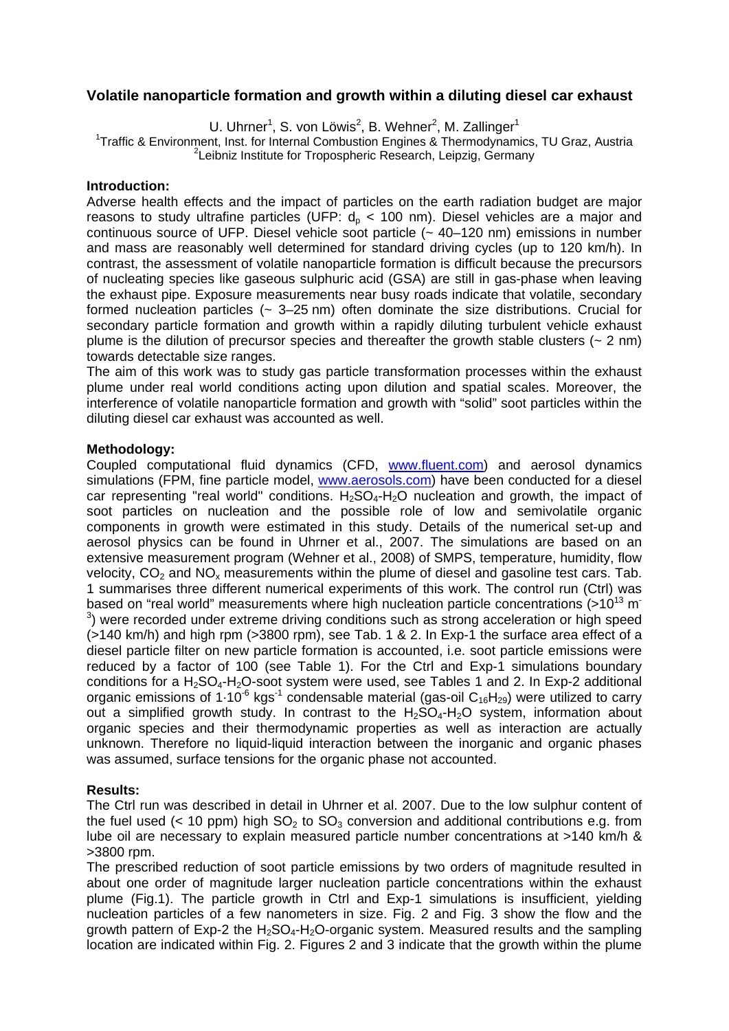# Volatile nanoparticle formation and growth within a diluting diesel car exhaust

U. Uhrner[1], S. von Löwis[2], B. Wehner[2], M. Zallinger[1]

[1]Traffic & Environment, Inst. for Internal Combustion Engines & Thermodynamics, TU Graz, Austria
[2]Leibniz Institute for Tropospheric Research, Leipzig, Germany

## Introduction:

Adverse health effects and the impact of particles on the earth radiation budget are major reasons to study ultrafine particles (UFP: $d_p$ < 100 nm). Diesel vehicles are a major and continuous source of UFP. Diesel vehicle soot particle (~ 40–120 nm) emissions in number and mass are reasonably well determined for standard driving cycles (up to 120 km/h). In contrast, the assessment of volatile nanoparticle formation is difficult because the precursors of nucleating species like gaseous sulphuric acid (GSA) are still in gas-phase when leaving the exhaust pipe. Exposure measurements near busy roads indicate that volatile, secondary formed nucleation particles (~ 3–25 nm) often dominate the size distributions. Crucial for secondary particle formation and growth within a rapidly diluting turbulent vehicle exhaust plume is the dilution of precursor species and thereafter the growth stable clusters (~ 2 nm) towards detectable size ranges.

The aim of this work was to study gas particle transformation processes within the exhaust plume under real world conditions acting upon dilution and spatial scales. Moreover, the interference of volatile nanoparticle formation and growth with "solid" soot particles within the diluting diesel car exhaust was accounted as well.

## Methodology:

Coupled computational fluid dynamics (CFD, www.fluent.com) and aerosol dynamics simulations (FPM, fine particle model, www.aerosols.com) have been conducted for a diesel car representing "real world" conditions. $H_2SO_4$-$H_2O$ nucleation and growth, the impact of soot particles on nucleation and the possible role of low and semivolatile organic components in growth were estimated in this study. Details of the numerical set-up and aerosol physics can be found in Uhrner et al., 2007. The simulations are based on an extensive measurement program (Wehner et al., 2008) of SMPS, temperature, humidity, flow velocity, $CO_2$ and $NO_x$ measurements within the plume of diesel and gasoline test cars. Tab. 1 summarises three different numerical experiments of this work. The control run (Ctrl) was based on "real world" measurements where high nucleation particle concentrations (>$10^{13}$ $m^{-3}$) were recorded under extreme driving conditions such as strong acceleration or high speed (>140 km/h) and high rpm (>3800 rpm), see Tab. 1 & 2. In Exp-1 the surface area effect of a diesel particle filter on new particle formation is accounted, i.e. soot particle emissions were reduced by a factor of 100 (see Table 1). For the Ctrl and Exp-1 simulations boundary conditions for a $H_2SO_4$-$H_2O$-soot system were used, see Tables 1 and 2. In Exp-2 additional organic emissions of $1 \cdot 10^{-6}$ $kgs^{-1}$ condensable material (gas-oil $C_{16}H_{29}$) were utilized to carry out a simplified growth study. In contrast to the $H_2SO_4$-$H_2O$ system, information about organic species and their thermodynamic properties as well as interaction are actually unknown. Therefore no liquid-liquid interaction between the inorganic and organic phases was assumed, surface tensions for the organic phase not accounted.

## Results:

The Ctrl run was described in detail in Uhrner et al. 2007. Due to the low sulphur content of the fuel used (< 10 ppm) high $SO_2$ to $SO_3$ conversion and additional contributions e.g. from lube oil are necessary to explain measured particle number concentrations at >140 km/h & >3800 rpm.

The prescribed reduction of soot particle emissions by two orders of magnitude resulted in about one order of magnitude larger nucleation particle concentrations within the exhaust plume (Fig.1). The particle growth in Ctrl and Exp-1 simulations is insufficient, yielding nucleation particles of a few nanometers in size. Fig. 2 and Fig. 3 show the flow and the growth pattern of Exp-2 the $H_2SO_4$-$H_2O$-organic system. Measured results and the sampling location are indicated within Fig. 2. Figures 2 and 3 indicate that the growth within the plume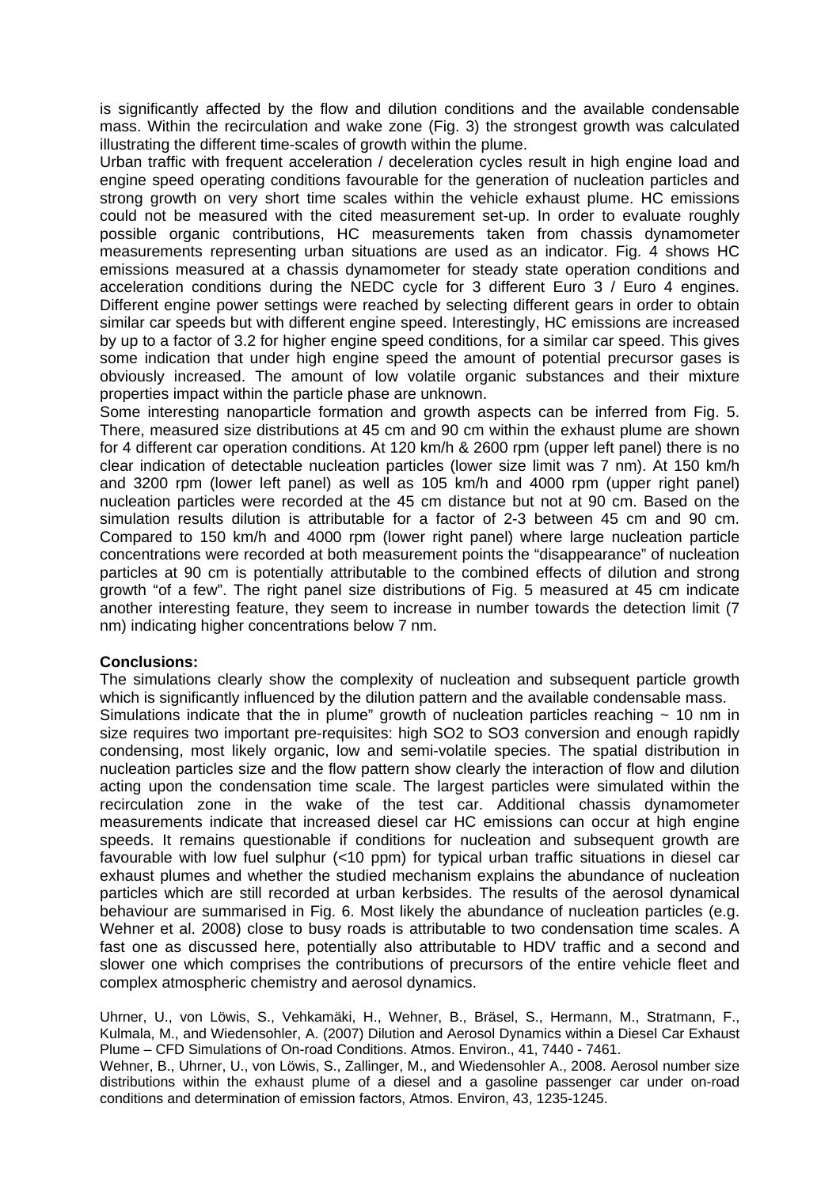is significantly affected by the flow and dilution conditions and the available condensable mass. Within the recirculation and wake zone (Fig. 3) the strongest growth was calculated illustrating the different time-scales of growth within the plume.

Urban traffic with frequent acceleration / deceleration cycles result in high engine load and engine speed operating conditions favourable for the generation of nucleation particles and strong growth on very short time scales within the vehicle exhaust plume. HC emissions could not be measured with the cited measurement set-up. In order to evaluate roughly possible organic contributions, HC measurements taken from chassis dynamometer measurements representing urban situations are used as an indicator. Fig. 4 shows HC emissions measured at a chassis dynamometer for steady state operation conditions and acceleration conditions during the NEDC cycle for 3 different Euro 3 / Euro 4 engines. Different engine power settings were reached by selecting different gears in order to obtain similar car speeds but with different engine speed. Interestingly, HC emissions are increased by up to a factor of 3.2 for higher engine speed conditions, for a similar car speed. This gives some indication that under high engine speed the amount of potential precursor gases is obviously increased. The amount of low volatile organic substances and their mixture properties impact within the particle phase are unknown.

Some interesting nanoparticle formation and growth aspects can be inferred from Fig. 5. There, measured size distributions at 45 cm and 90 cm within the exhaust plume are shown for 4 different car operation conditions. At 120 km/h & 2600 rpm (upper left panel) there is no clear indication of detectable nucleation particles (lower size limit was 7 nm). At 150 km/h and 3200 rpm (lower left panel) as well as 105 km/h and 4000 rpm (upper right panel) nucleation particles were recorded at the 45 cm distance but not at 90 cm. Based on the simulation results dilution is attributable for a factor of 2-3 between 45 cm and 90 cm. Compared to 150 km/h and 4000 rpm (lower right panel) where large nucleation particle concentrations were recorded at both measurement points the "disappearance" of nucleation particles at 90 cm is potentially attributable to the combined effects of dilution and strong growth "of a few". The right panel size distributions of Fig. 5 measured at 45 cm indicate another interesting feature, they seem to increase in number towards the detection limit (7 nm) indicating higher concentrations below 7 nm.

**Conclusions:**

The simulations clearly show the complexity of nucleation and subsequent particle growth which is significantly influenced by the dilution pattern and the available condensable mass. Simulations indicate that the in plume" growth of nucleation particles reaching ~ 10 nm in size requires two important pre-requisites: high $SO_2$ to $SO_3$ conversion and enough rapidly condensing, most likely organic, low and semi-volatile species. The spatial distribution in nucleation particles size and the flow pattern show clearly the interaction of flow and dilution acting upon the condensation time scale. The largest particles were simulated within the recirculation zone in the wake of the test car. Additional chassis dynamometer measurements indicate that increased diesel car HC emissions can occur at high engine speeds. It remains questionable if conditions for nucleation and subsequent growth are favourable with low fuel sulphur (<10 ppm) for typical urban traffic situations in diesel car exhaust plumes and whether the studied mechanism explains the abundance of nucleation particles which are still recorded at urban kerbsides. The results of the aerosol dynamical behaviour are summarised in Fig. 6. Most likely the abundance of nucleation particles (e.g. Wehner et al. 2008) close to busy roads is attributable to two condensation time scales. A fast one as discussed here, potentially also attributable to HDV traffic and a second and slower one which comprises the contributions of precursors of the entire vehicle fleet and complex atmospheric chemistry and aerosol dynamics.

Uhrner, U., von Löwis, S., Vehkamäki, H., Wehner, B., Bräsel, S., Hermann, M., Stratmann, F., Kulmala, M., and Wiedensohler, A. (2007) Dilution and Aerosol Dynamics within a Diesel Car Exhaust Plume – CFD Simulations of On-road Conditions. Atmos. Environ., 41, 7440 - 7461.

Wehner, B., Uhrner, U., von Löwis, S., Zallinger, M., and Wiedensohler A., 2008. Aerosol number size distributions within the exhaust plume of a diesel and a gasoline passenger car under on-road conditions and determination of emission factors, Atmos. Environ, 43, 1235-1245.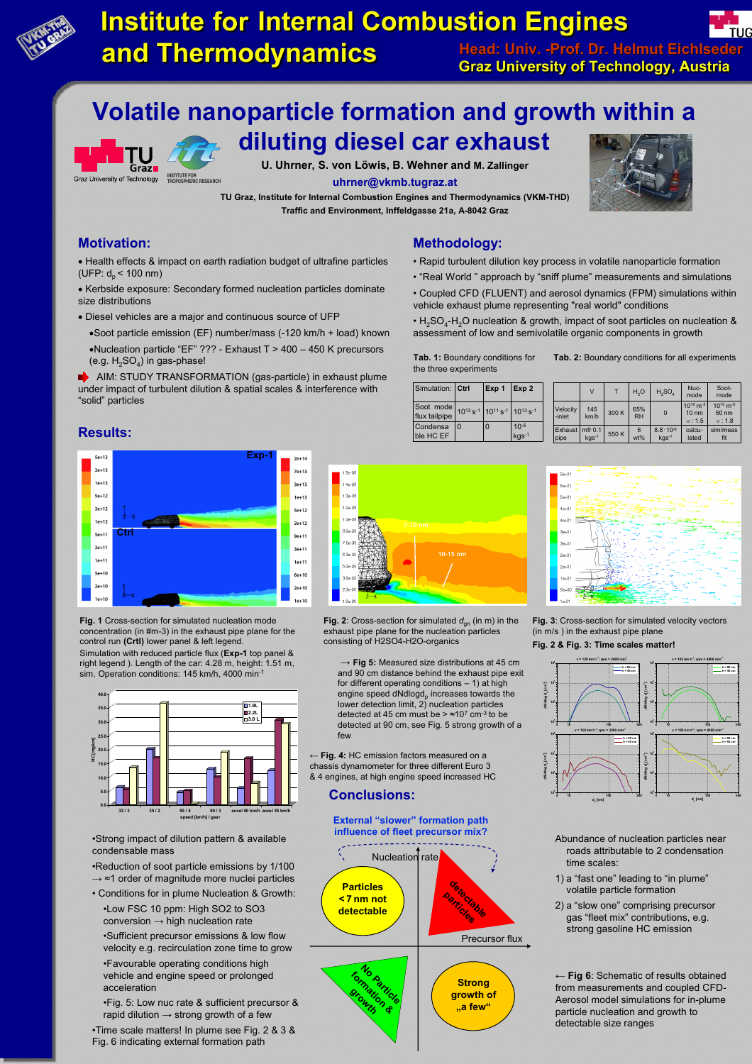# Institute for Internal Combustion Engines and Thermodynamics

Head: Univ. -Prof. Dr. Helmut Eichlseder
Graz University of Technology, Austria

## Volatile nanoparticle formation and growth within a diluting diesel car exhaust

U. Uhrner, S. von Löwis, B. Wehner and M. Zallinger

uhrner@vkmb.tugraz.at

TU Graz, Institute for Internal Combustion Engines and Thermodynamics (VKM-THD)
Traffic and Environment, Inffeldgasse 21a, A-8042 Graz

### Motivation:

- Health effects & impact on earth radiation budget of ultrafine particles (UFP: $d_p$ < 100 nm)
- Kerbside exposure: Secondary formed nucleation particles dominate size distributions
- Diesel vehicles are a major and continuous source of UFP
  - Soot particle emission (EF) number/mass (-120 km/h + load) known
  - Nucleation particle "EF" ??? - Exhaust T > 400 – 450 K precursors (e.g. $H_2SO_4$) in gas-phase!

AIM: STUDY TRANSFORMATION (gas-particle) in exhaust plume under impact of turbulent dilution & spatial scales & interference with "solid" particles

### Methodology:

- Rapid turbulent dilution key process in volatile nanoparticle formation
- "Real World " approach by "sniff plume" measurements and simulations
- Coupled CFD (FLUENT) and aerosol dynamics (FPM) simulations within vehicle exhaust plume representing "real world" conditions
- $H_2SO_4$-$H_2O$ nucleation & growth, impact of soot particles on nucleation & assessment of low and semivolatile organic components in growth

**Tab. 1:** Boundary conditions for the three experiments

| Simulation: | Ctrl | Exp 1 | Exp 2 |
|---|---|---|---|
| Soot mode flux tailpipe | $10^{13}$ s$^{-1}$ | $10^{11}$ s$^{-1}$ | $10^{13}$ s$^{-1}$ |
| Condensable HC EF | 0 | 0 | $10^{-6}$ kgs$^{-1}$ |

**Tab. 2:** Boundary conditions for all experiments

| | V | T | $H_2O$ | $H_2SO_4$ | Nuc-mode | Soot-mode |
|---|---|---|---|---|---|---|
| Velocity -inlet | 145 km/h | 300 K | 65% RH | 0 | $10^{10}$ m$^{-3}$ 10 nm σ : 1.5 | $10^{10}$ m$^{-3}$ 50 nm σ : 1.8 |
| Exhaust pipe | mfr 0.1 kgs$^{-1}$ | 550 K | 6 wt% | $8.8\cdot10^{-8}$ kgs$^{-1}$ | calcu-lated | sim/meas fit |

### Results:

**Fig. 1** Cross-section for simulated nucleation mode concentration (in #m-3) in the exhaust pipe plane for the control run **(Crtl)** lower panel & left legend.
Simulation with reduced particle flux (**Exp-1** top panel & right legend ). Length of the car: 4.28 m, height: 1.51 m, sim. Operation conditions: 145 km/h, 4000 min$^{-1}$

**Fig. 2**: Cross-section for simulated $d_{gn}$ (in m) in the exhaust pipe plane for the nucleation particles consisting of H2SO4-H2O-organics

**Fig. 3**: Cross-section for simulated velocity vectors (in m/s ) in the exhaust pipe plane

**Fig. 2 & Fig. 3: Time scales matter!**

→ **Fig 5:** Measured size distributions at 45 cm and 90 cm distance behind the exhaust pipe exit for different operating conditions – 1) at high engine speed dNdlogd$_p$ increases towards the lower detection limit, 2) nucleation particles detected at 45 cm must be > ≈$10^7$ cm$^{-3}$ to be detected at 90 cm, see Fig. 5 strong growth of a few

← **Fig. 4:** HC emission factors measured on a chassis dynamometer for three different Euro 3 & 4 engines, at high engine speed increased HC

- Strong impact of dilution pattern & available condensable mass
- Reduction of soot particle emissions by 1/100 → ≈1 order of magnitude more nuclei particles
- Conditions for in plume Nucleation & Growth:
  - Low FSC 10 ppm: High SO2 to SO3 conversion → high nucleation rate
  - Sufficient precursor emissions & low flow velocity e.g. recirculation zone time to grow
  - Favourable operating conditions high vehicle and engine speed or prolonged acceleration
  - Fig. 5: Low nuc rate & sufficient precursor & rapid dilution → strong growth of a few
- Time scale matters! In plume see Fig. 2 & 3 & Fig. 6 indicating external formation path

### Conclusions:

External "slower" formation path influence of fleet precursor mix?

Abundance of nucleation particles near roads attributable to 2 condensation time scales:

1) a "fast one" leading to "in plume" volatile particle formation
2) a "slow one" comprising precursor gas "fleet mix" contributions, e.g. strong gasoline HC emission

← **Fig 6**: Schematic of results obtained from measurements and coupled CFD-Aerosol model simulations for in-plume particle nucleation and growth to detectable size ranges